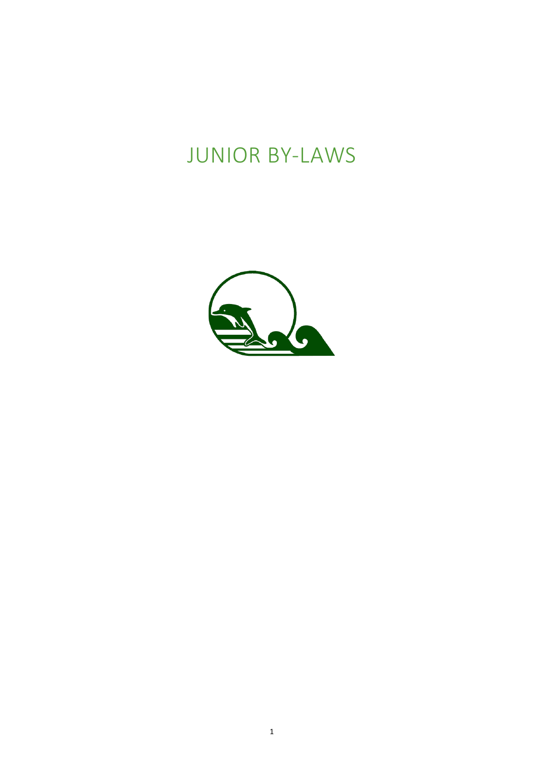# JUNIOR BY-LAWS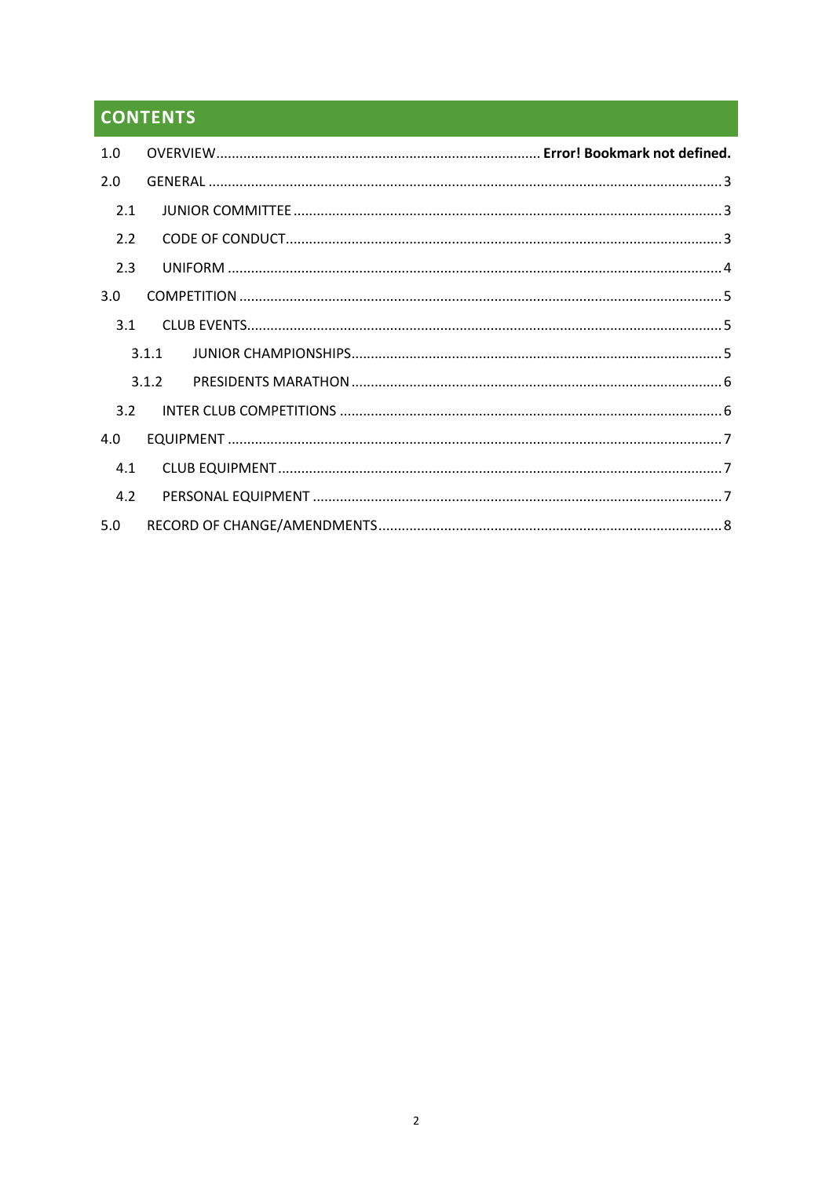## CONTENTS

1.0 OVERVIEW ........ **Error! Bookmark not defined.**

2.0 GENERAL ........ 3

- 2.1 JUNIOR COMMITTEE ........ 3
- 2.2 CODE OF CONDUCT ........ 3
- 2.3 UNIFORM ........ 4

3.0 COMPETITION ........ 5

- 3.1 CLUB EVENTS ........ 5
  - 3.1.1 JUNIOR CHAMPIONSHIPS ........ 5
  - 3.1.2 PRESIDENTS MARATHON ........ 6
- 3.2 INTER CLUB COMPETITIONS ........ 6

4.0 EQUIPMENT ........ 7

- 4.1 CLUB EQUIPMENT ........ 7
- 4.2 PERSONAL EQUIPMENT ........ 7

5.0 RECORD OF CHANGE/AMENDMENTS ........ 8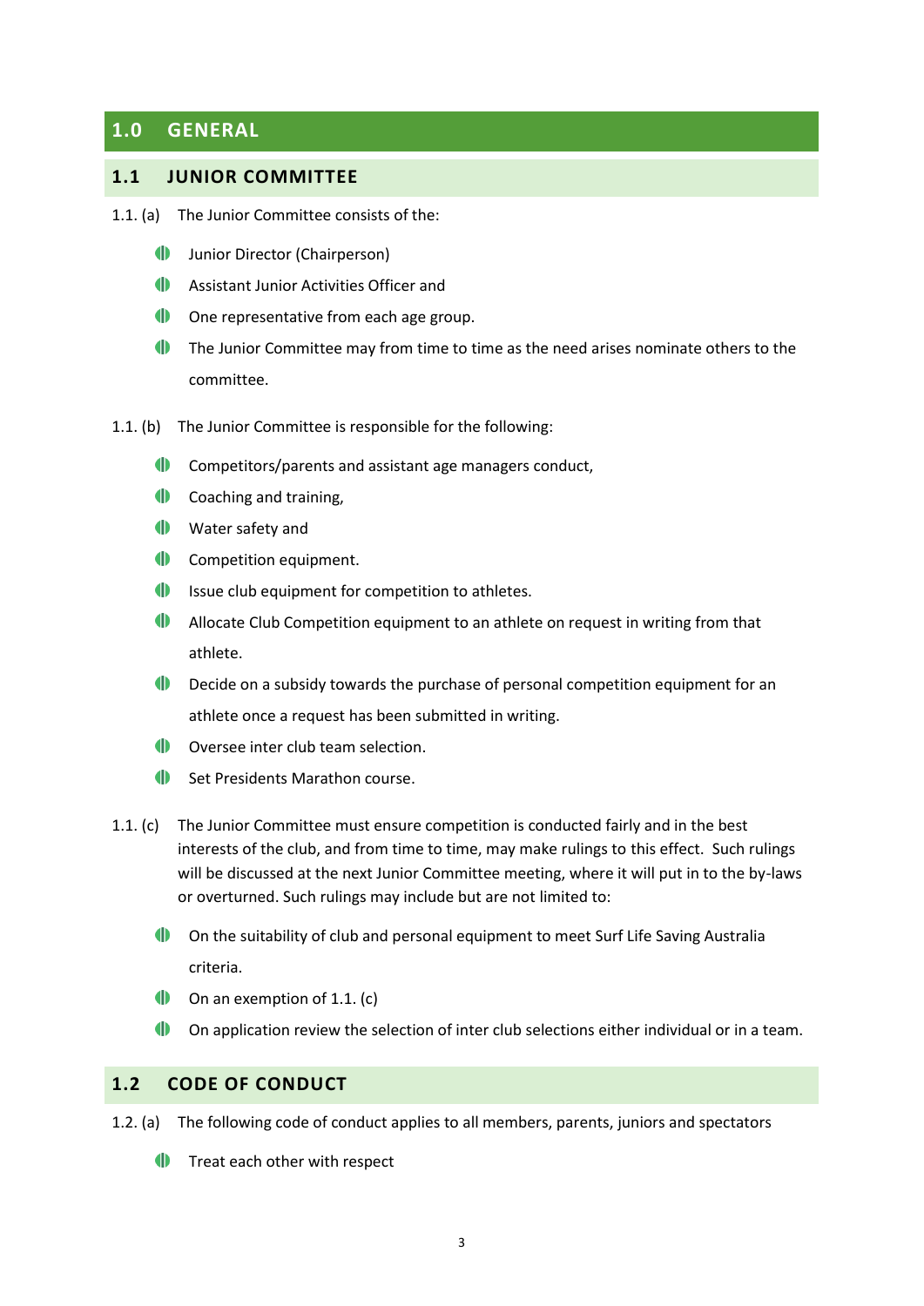# 1.0 GENERAL

## 1.1 JUNIOR COMMITTEE

1.1. (a) The Junior Committee consists of the:

- Junior Director (Chairperson)
- Assistant Junior Activities Officer and
- One representative from each age group.
- The Junior Committee may from time to time as the need arises nominate others to the committee.

1.1. (b) The Junior Committee is responsible for the following:

- Competitors/parents and assistant age managers conduct,
- Coaching and training,
- Water safety and
- Competition equipment.
- Issue club equipment for competition to athletes.
- Allocate Club Competition equipment to an athlete on request in writing from that athlete.
- Decide on a subsidy towards the purchase of personal competition equipment for an athlete once a request has been submitted in writing.
- Oversee inter club team selection.
- Set Presidents Marathon course.

1.1. (c) The Junior Committee must ensure competition is conducted fairly and in the best interests of the club, and from time to time, may make rulings to this effect. Such rulings will be discussed at the next Junior Committee meeting, where it will put in to the by-laws or overturned. Such rulings may include but are not limited to:

- On the suitability of club and personal equipment to meet Surf Life Saving Australia criteria.
- On an exemption of 1.1. (c)
- On application review the selection of inter club selections either individual or in a team.

## 1.2 CODE OF CONDUCT

1.2. (a) The following code of conduct applies to all members, parents, juniors and spectators

- Treat each other with respect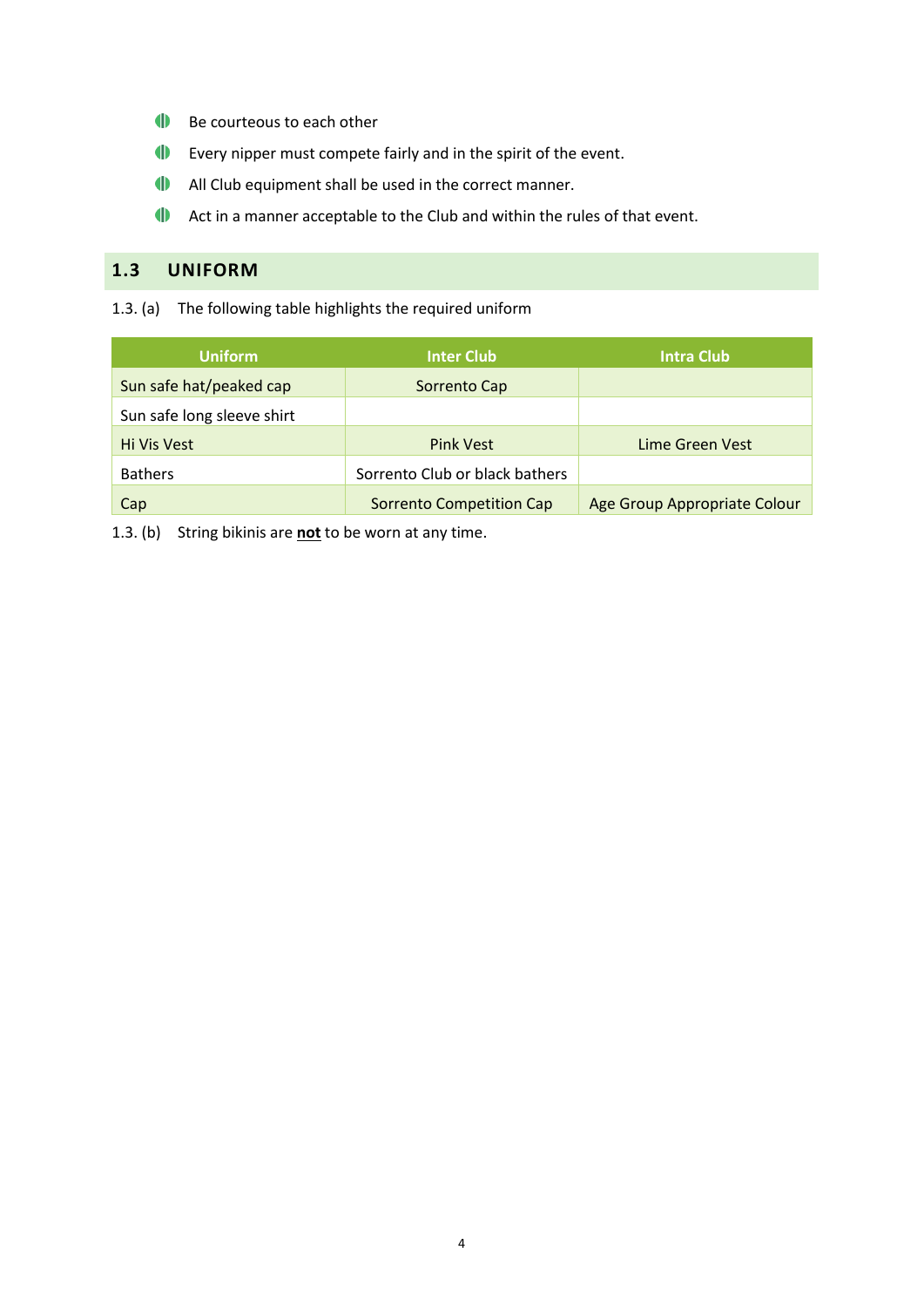- Be courteous to each other
- Every nipper must compete fairly and in the spirit of the event.
- All Club equipment shall be used in the correct manner.
- Act in a manner acceptable to the Club and within the rules of that event.

## 1.3 UNIFORM

1.3. (a) The following table highlights the required uniform

| Uniform | Inter Club | Intra Club |
|---|---|---|
| Sun safe hat/peaked cap | Sorrento Cap | |
| Sun safe long sleeve shirt | | |
| Hi Vis Vest | Pink Vest | Lime Green Vest |
| Bathers | Sorrento Club or black bathers | |
| Cap | Sorrento Competition Cap | Age Group Appropriate Colour |

1.3. (b) String bikinis are **not** to be worn at any time.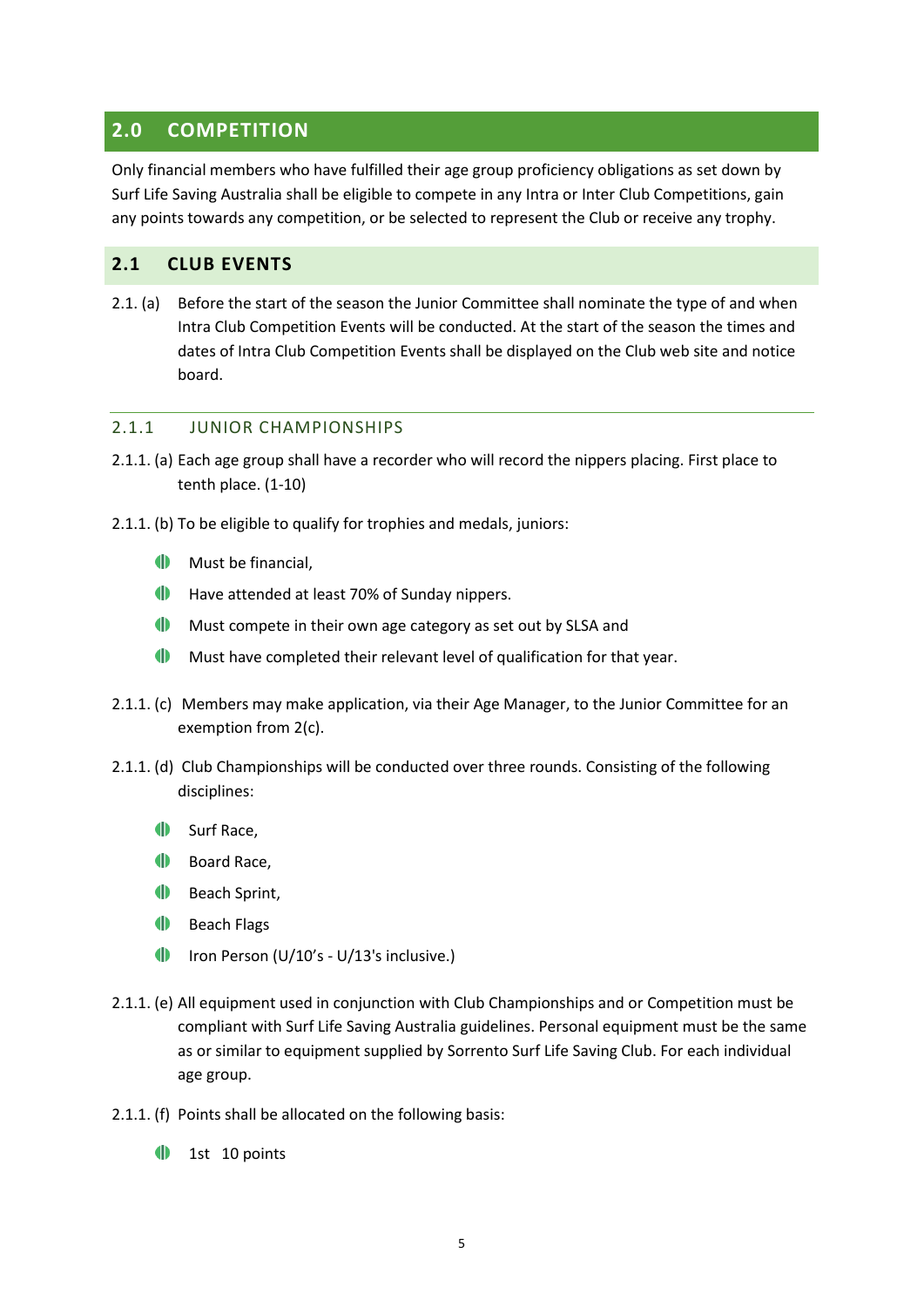## 2.0 COMPETITION

Only financial members who have fulfilled their age group proficiency obligations as set down by Surf Life Saving Australia shall be eligible to compete in any Intra or Inter Club Competitions, gain any points towards any competition, or be selected to represent the Club or receive any trophy.

### 2.1 CLUB EVENTS

2.1. (a) Before the start of the season the Junior Committee shall nominate the type of and when Intra Club Competition Events will be conducted. At the start of the season the times and dates of Intra Club Competition Events shall be displayed on the Club web site and notice board.

#### 2.1.1 JUNIOR CHAMPIONSHIPS

2.1.1. (a) Each age group shall have a recorder who will record the nippers placing. First place to tenth place. (1-10)

2.1.1. (b) To be eligible to qualify for trophies and medals, juniors:

- Must be financial,
- Have attended at least 70% of Sunday nippers.
- Must compete in their own age category as set out by SLSA and
- Must have completed their relevant level of qualification for that year.

2.1.1. (c) Members may make application, via their Age Manager, to the Junior Committee for an exemption from 2(c).

2.1.1. (d) Club Championships will be conducted over three rounds. Consisting of the following disciplines:

- Surf Race,
- Board Race,
- Beach Sprint,
- Beach Flags
- Iron Person (U/10's - U/13's inclusive.)

2.1.1. (e) All equipment used in conjunction with Club Championships and or Competition must be compliant with Surf Life Saving Australia guidelines. Personal equipment must be the same as or similar to equipment supplied by Sorrento Surf Life Saving Club. For each individual age group.

2.1.1. (f) Points shall be allocated on the following basis:

- 1st 10 points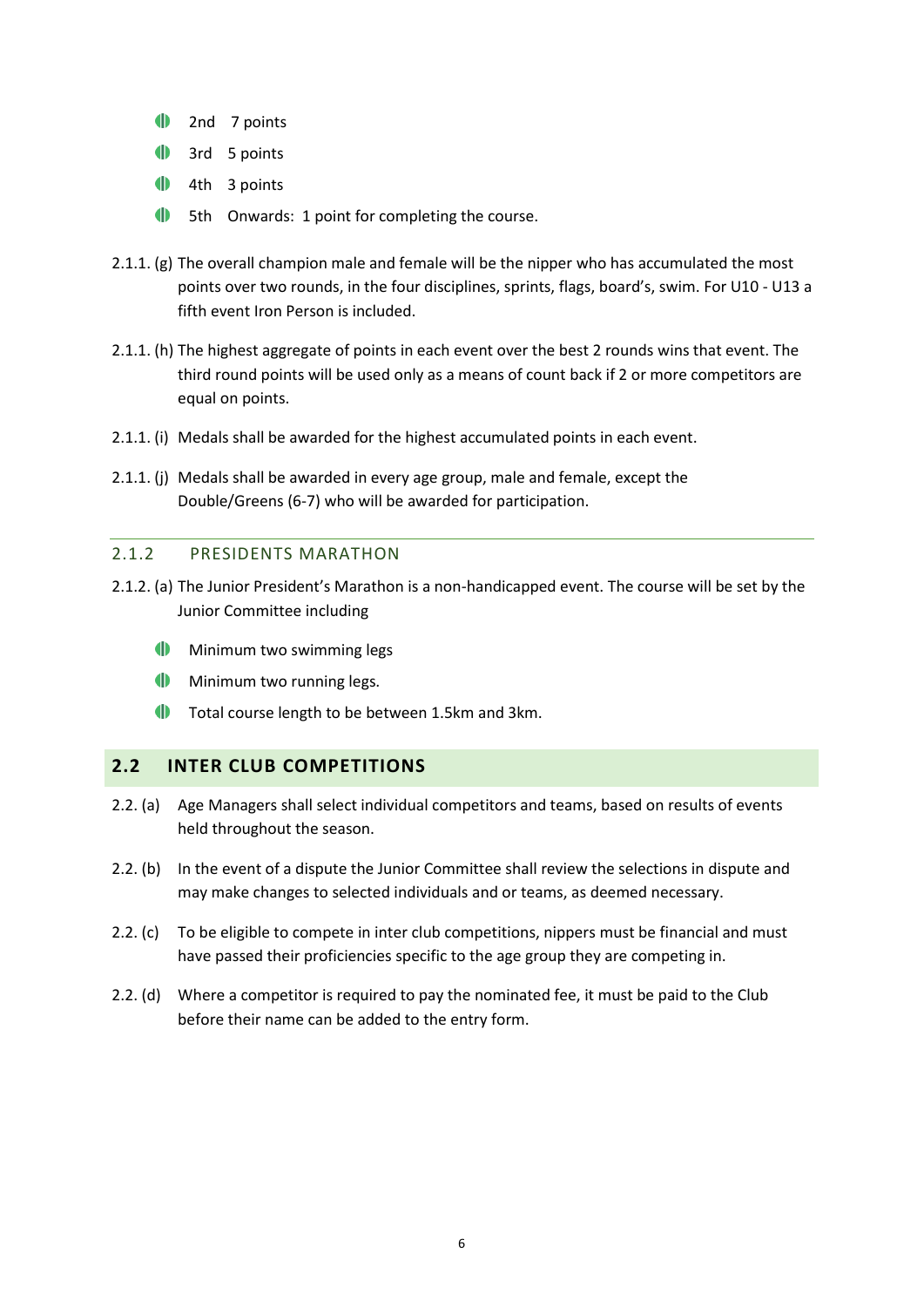- 2nd 7 points
- 3rd 5 points
- 4th 3 points
- 5th Onwards: 1 point for completing the course.

2.1.1. (g) The overall champion male and female will be the nipper who has accumulated the most points over two rounds, in the four disciplines, sprints, flags, board's, swim. For U10 - U13 a fifth event Iron Person is included.

2.1.1. (h) The highest aggregate of points in each event over the best 2 rounds wins that event. The third round points will be used only as a means of count back if 2 or more competitors are equal on points.

2.1.1. (i) Medals shall be awarded for the highest accumulated points in each event.

2.1.1. (j) Medals shall be awarded in every age group, male and female, except the Double/Greens (6-7) who will be awarded for participation.

### 2.1.2 PRESIDENTS MARATHON

2.1.2. (a) The Junior President's Marathon is a non-handicapped event. The course will be set by the Junior Committee including

- Minimum two swimming legs
- Minimum two running legs.
- Total course length to be between 1.5km and 3km.

## 2.2 INTER CLUB COMPETITIONS

2.2. (a) Age Managers shall select individual competitors and teams, based on results of events held throughout the season.

2.2. (b) In the event of a dispute the Junior Committee shall review the selections in dispute and may make changes to selected individuals and or teams, as deemed necessary.

2.2. (c) To be eligible to compete in inter club competitions, nippers must be financial and must have passed their proficiencies specific to the age group they are competing in.

2.2. (d) Where a competitor is required to pay the nominated fee, it must be paid to the Club before their name can be added to the entry form.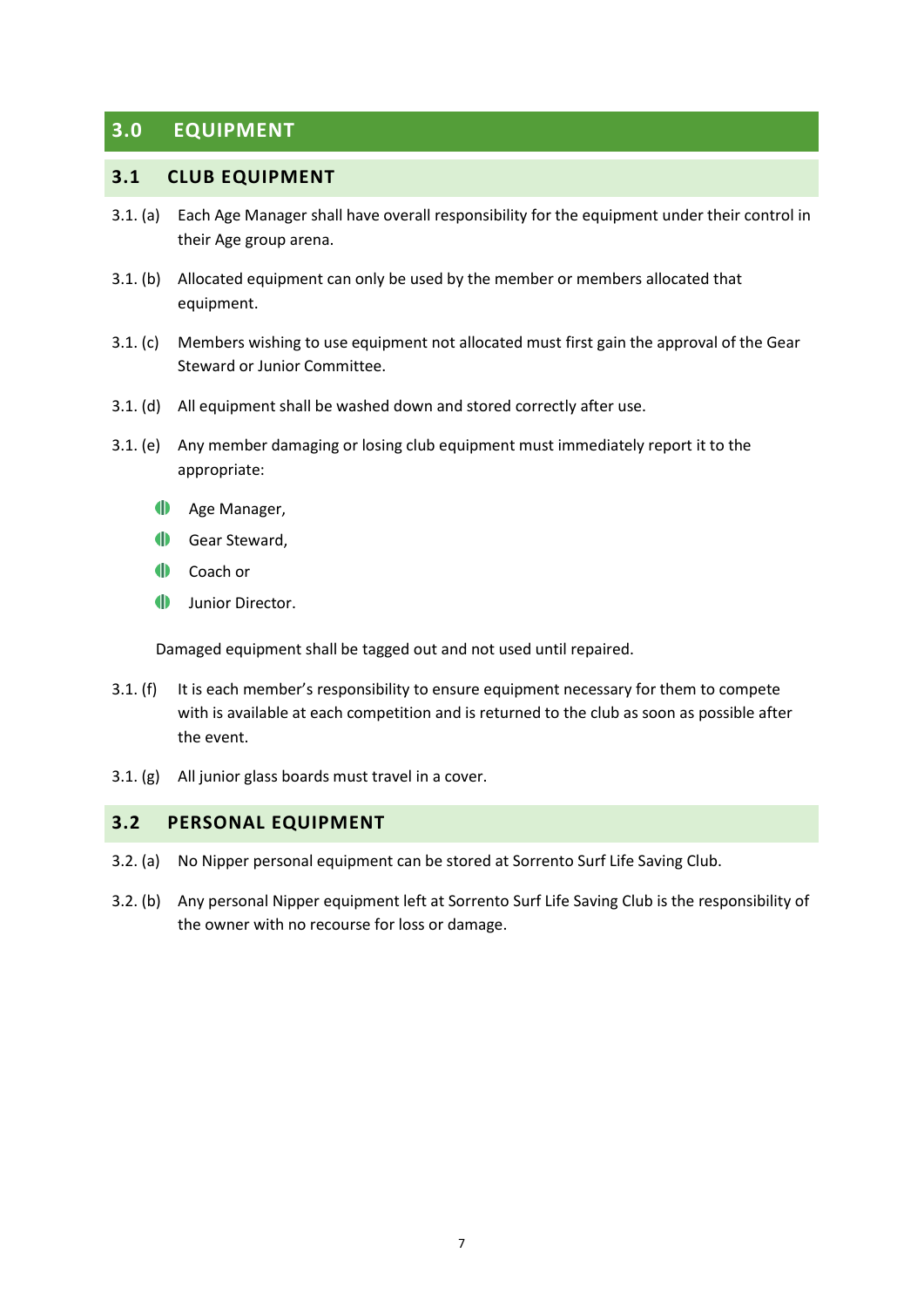## 3.0 EQUIPMENT

### 3.1 CLUB EQUIPMENT

3.1. (a) Each Age Manager shall have overall responsibility for the equipment under their control in their Age group arena.

3.1. (b) Allocated equipment can only be used by the member or members allocated that equipment.

3.1. (c) Members wishing to use equipment not allocated must first gain the approval of the Gear Steward or Junior Committee.

3.1. (d) All equipment shall be washed down and stored correctly after use.

3.1. (e) Any member damaging or losing club equipment must immediately report it to the appropriate:

- Age Manager,
- Gear Steward,
- Coach or
- Junior Director.

Damaged equipment shall be tagged out and not used until repaired.

3.1. (f) It is each member's responsibility to ensure equipment necessary for them to compete with is available at each competition and is returned to the club as soon as possible after the event.

3.1. (g) All junior glass boards must travel in a cover.

### 3.2 PERSONAL EQUIPMENT

3.2. (a) No Nipper personal equipment can be stored at Sorrento Surf Life Saving Club.

3.2. (b) Any personal Nipper equipment left at Sorrento Surf Life Saving Club is the responsibility of the owner with no recourse for loss or damage.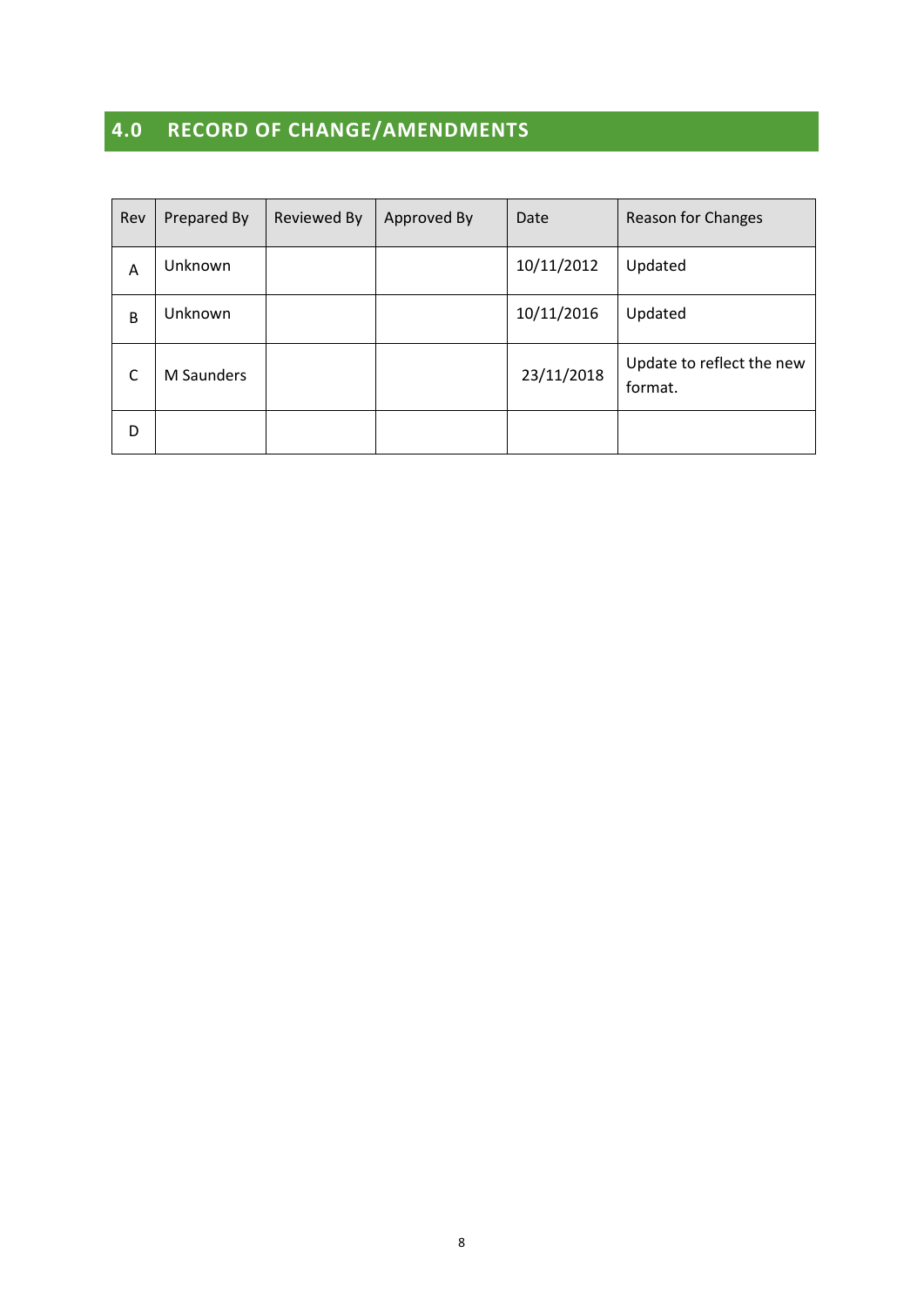## 4.0 RECORD OF CHANGE/AMENDMENTS

| Rev | Prepared By | Reviewed By | Approved By | Date | Reason for Changes |
|---|---|---|---|---|---|
| A | Unknown | | | 10/11/2012 | Updated |
| B | Unknown | | | 10/11/2016 | Updated |
| C | M Saunders | | | 23/11/2018 | Update to reflect the new format. |
| D | | | | | |